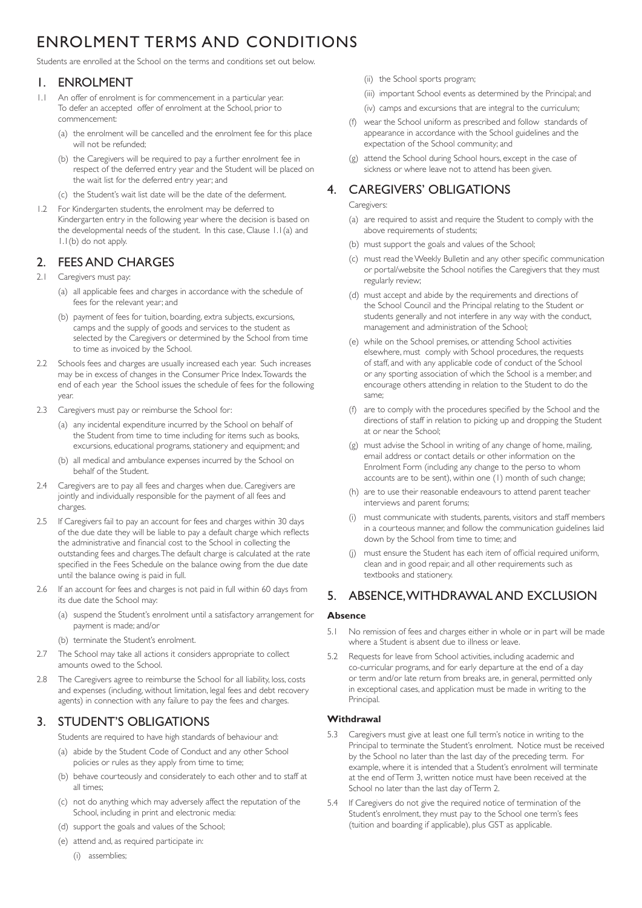# ENROLMENT TERMS AND CONDITIONS

Students are enrolled at the School on the terms and conditions set out below.

## 1. ENROLMENT

1.1 An offer of enrolment is for commencement in a particular year. To defer an accepted offer of enrolment at the School, prior to commencement:

- (a) the enrolment will be cancelled and the enrolment fee for this place will not be refunded;
- (b) the Caregivers will be required to pay a further enrolment fee in respect of the deferred entry year and the Student will be placed on the wait list for the deferred entry year; and
- (c) the Student's wait list date will be the date of the deferment.

1.2 For Kindergarten students, the enrolment may be deferred to Kindergarten entry in the following year where the decision is based on the developmental needs of the student. In this case, Clause 1.1(a) and 1.1(b) do not apply.

## 2. FEES AND CHARGES

2.1 Caregivers must pay:

- (a) all applicable fees and charges in accordance with the schedule of fees for the relevant year; and
- (b) payment of fees for tuition, boarding, extra subjects, excursions, camps and the supply of goods and services to the student as selected by the Caregivers or determined by the School from time to time as invoiced by the School.

2.2 Schools fees and charges are usually increased each year. Such increases may be in excess of changes in the Consumer Price Index. Towards the end of each year the School issues the schedule of fees for the following year.

2.3 Caregivers must pay or reimburse the School for:

- (a) any incidental expenditure incurred by the School on behalf of the Student from time to time including for items such as books, excursions, educational programs, stationery and equipment; and
- (b) all medical and ambulance expenses incurred by the School on behalf of the Student.

2.4 Caregivers are to pay all fees and charges when due. Caregivers are jointly and individually responsible for the payment of all fees and charges.

2.5 If Caregivers fail to pay an account for fees and charges within 30 days of the due date they will be liable to pay a default charge which reflects the administrative and financial cost to the School in collecting the outstanding fees and charges. The default charge is calculated at the rate specified in the Fees Schedule on the balance owing from the due date until the balance owing is paid in full.

2.6 If an account for fees and charges is not paid in full within 60 days from its due date the School may:

- (a) suspend the Student's enrolment until a satisfactory arrangement for payment is made; and/or
- (b) terminate the Student's enrolment.

2.7 The School may take all actions it considers appropriate to collect amounts owed to the School.

2.8 The Caregivers agree to reimburse the School for all liability, loss, costs and expenses (including, without limitation, legal fees and debt recovery agents) in connection with any failure to pay the fees and charges.

## 3. STUDENT'S OBLIGATIONS

Students are required to have high standards of behaviour and:

- (a) abide by the Student Code of Conduct and any other School policies or rules as they apply from time to time;
- (b) behave courteously and considerately to each other and to staff at all times;
- (c) not do anything which may adversely affect the reputation of the School, including in print and electronic media:
- (d) support the goals and values of the School;
- (e) attend and, as required participate in:
  - (i) assemblies;
  - (ii) the School sports program;
  - (iii) important School events as determined by the Principal; and
  - (iv) camps and excursions that are integral to the curriculum;
- (f) wear the School uniform as prescribed and follow standards of appearance in accordance with the School guidelines and the expectation of the School community; and
- (g) attend the School during School hours, except in the case of sickness or where leave not to attend has been given.

## 4. CAREGIVERS' OBLIGATIONS

Caregivers:

- (a) are required to assist and require the Student to comply with the above requirements of students;
- (b) must support the goals and values of the School;
- (c) must read the Weekly Bulletin and any other specific communication or portal/website the School notifies the Caregivers that they must regularly review;
- (d) must accept and abide by the requirements and directions of the School Council and the Principal relating to the Student or students generally and not interfere in any way with the conduct, management and administration of the School;
- (e) while on the School premises, or attending School activities elsewhere, must comply with School procedures, the requests of staff, and with any applicable code of conduct of the School or any sporting association of which the School is a member, and encourage others attending in relation to the Student to do the same;
- (f) are to comply with the procedures specified by the School and the directions of staff in relation to picking up and dropping the Student at or near the School;
- (g) must advise the School in writing of any change of home, mailing, email address or contact details or other information on the Enrolment Form (including any change to the perso to whom accounts are to be sent), within one (1) month of such change;
- (h) are to use their reasonable endeavours to attend parent teacher interviews and parent forums;
- (i) must communicate with students, parents, visitors and staff members in a courteous manner, and follow the communication guidelines laid down by the School from time to time; and
- (j) must ensure the Student has each item of official required uniform, clean and in good repair, and all other requirements such as textbooks and stationery.

## 5. ABSENCE, WITHDRAWAL AND EXCLUSION

### Absence

5.1 No remission of fees and charges either in whole or in part will be made where a Student is absent due to illness or leave.

5.2 Requests for leave from School activities, including academic and co-curricular programs, and for early departure at the end of a day or term and/or late return from breaks are, in general, permitted only in exceptional cases, and application must be made in writing to the Principal.

### Withdrawal

5.3 Caregivers must give at least one full term's notice in writing to the Principal to terminate the Student's enrolment. Notice must be received by the School no later than the last day of the preceding term. For example, where it is intended that a Student's enrolment will terminate at the end of Term 3, written notice must have been received at the School no later than the last day of Term 2.

5.4 If Caregivers do not give the required notice of termination of the Student's enrolment, they must pay to the School one term's fees (tuition and boarding if applicable), plus GST as applicable.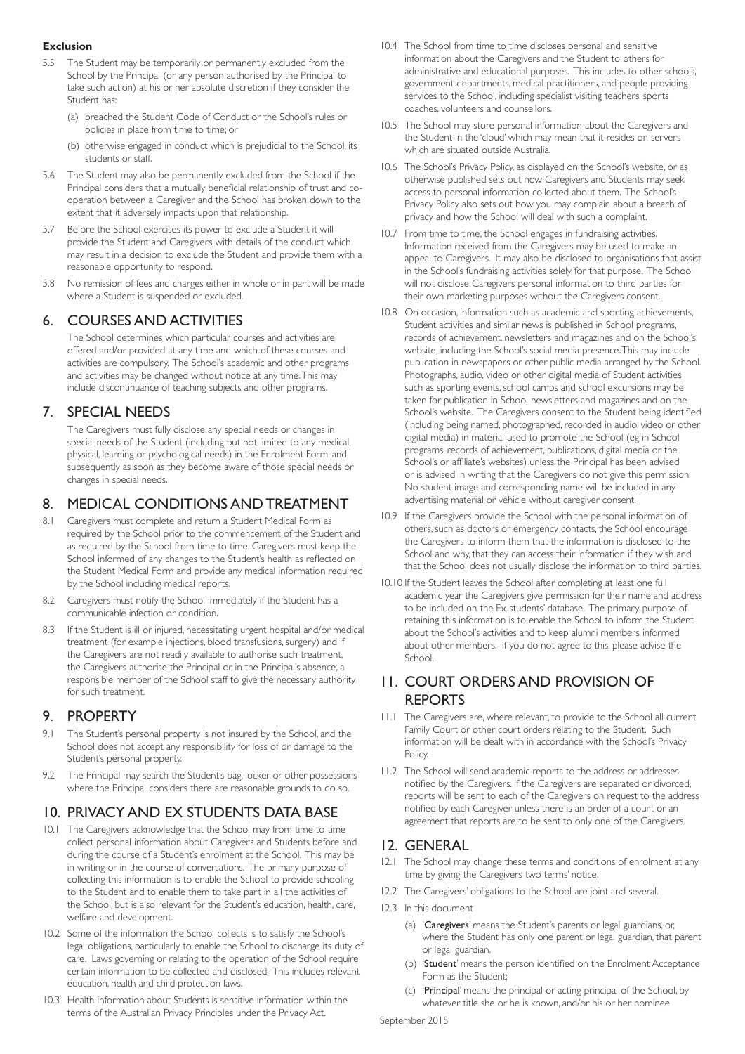**Exclusion**

5.5 The Student may be temporarily or permanently excluded from the School by the Principal (or any person authorised by the Principal to take such action) at his or her absolute discretion if they consider the Student has:

(a) breached the Student Code of Conduct or the School's rules or policies in place from time to time; or

(b) otherwise engaged in conduct which is prejudicial to the School, its students or staff.

5.6 The Student may also be permanently excluded from the School if the Principal considers that a mutually beneficial relationship of trust and co-operation between a Caregiver and the School has broken down to the extent that it adversely impacts upon that relationship.

5.7 Before the School exercises its power to exclude a Student it will provide the Student and Caregivers with details of the conduct which may result in a decision to exclude the Student and provide them with a reasonable opportunity to respond.

5.8 No remission of fees and charges either in whole or in part will be made where a Student is suspended or excluded.

## 6. COURSES AND ACTIVITIES

The School determines which particular courses and activities are offered and/or provided at any time and which of these courses and activities are compulsory. The School's academic and other programs and activities may be changed without notice at any time. This may include discontinuance of teaching subjects and other programs.

## 7. SPECIAL NEEDS

The Caregivers must fully disclose any special needs or changes in special needs of the Student (including but not limited to any medical, physical, learning or psychological needs) in the Enrolment Form, and subsequently as soon as they become aware of those special needs or changes in special needs.

## 8. MEDICAL CONDITIONS AND TREATMENT

8.1 Caregivers must complete and return a Student Medical Form as required by the School prior to the commencement of the Student and as required by the School from time to time. Caregivers must keep the School informed of any changes to the Student's health as reflected on the Student Medical Form and provide any medical information required by the School including medical reports.

8.2 Caregivers must notify the School immediately if the Student has a communicable infection or condition.

8.3 If the Student is ill or injured, necessitating urgent hospital and/or medical treatment (for example injections, blood transfusions, surgery) and if the Caregivers are not readily available to authorise such treatment, the Caregivers authorise the Principal or, in the Principal's absence, a responsible member of the School staff to give the necessary authority for such treatment.

## 9. PROPERTY

9.1 The Student's personal property is not insured by the School, and the School does not accept any responsibility for loss of or damage to the Student's personal property.

9.2 The Principal may search the Student's bag, locker or other possessions where the Principal considers there are reasonable grounds to do so.

## 10. PRIVACY AND EX STUDENTS DATA BASE

10.1 The Caregivers acknowledge that the School may from time to time collect personal information about Caregivers and Students before and during the course of a Student's enrolment at the School. This may be in writing or in the course of conversations. The primary purpose of collecting this information is to enable the School to provide schooling to the Student and to enable them to take part in all the activities of the School, but is also relevant for the Student's education, health, care, welfare and development.

10.2 Some of the information the School collects is to satisfy the School's legal obligations, particularly to enable the School to discharge its duty of care. Laws governing or relating to the operation of the School require certain information to be collected and disclosed. This includes relevant education, health and child protection laws.

10.3 Health information about Students is sensitive information within the terms of the Australian Privacy Principles under the Privacy Act.

10.4 The School from time to time discloses personal and sensitive information about the Caregivers and the Student to others for administrative and educational purposes. This includes to other schools, government departments, medical practitioners, and people providing services to the School, including specialist visiting teachers, sports coaches, volunteers and counsellors.

10.5 The School may store personal information about the Caregivers and the Student in the 'cloud' which may mean that it resides on servers which are situated outside Australia.

10.6 The School's Privacy Policy, as displayed on the School's website, or as otherwise published sets out how Caregivers and Students may seek access to personal information collected about them. The School's Privacy Policy also sets out how you may complain about a breach of privacy and how the School will deal with such a complaint.

10.7 From time to time, the School engages in fundraising activities. Information received from the Caregivers may be used to make an appeal to Caregivers. It may also be disclosed to organisations that assist in the School's fundraising activities solely for that purpose. The School will not disclose Caregivers personal information to third parties for their own marketing purposes without the Caregivers consent.

10.8 On occasion, information such as academic and sporting achievements, Student activities and similar news is published in School programs, records of achievement, newsletters and magazines and on the School's website, including the School's social media presence. This may include publication in newspapers or other public media arranged by the School. Photographs, audio, video or other digital media of Student activities such as sporting events, school camps and school excursions may be taken for publication in School newsletters and magazines and on the School's website. The Caregivers consent to the Student being identified (including being named, photographed, recorded in audio, video or other digital media) in material used to promote the School (eg in School programs, records of achievement, publications, digital media or the School's or affiliate's websites) unless the Principal has been advised or is advised in writing that the Caregivers do not give this permission. No student image and corresponding name will be included in any advertising material or vehicle without caregiver consent.

10.9 If the Caregivers provide the School with the personal information of others, such as doctors or emergency contacts, the School encourage the Caregivers to inform them that the information is disclosed to the School and why, that they can access their information if they wish and that the School does not usually disclose the information to third parties.

10.10 If the Student leaves the School after completing at least one full academic year the Caregivers give permission for their name and address to be included on the Ex-students' database. The primary purpose of retaining this information is to enable the School to inform the Student about the School's activities and to keep alumni members informed about other members. If you do not agree to this, please advise the School.

## 11. COURT ORDERS AND PROVISION OF REPORTS

11.1 The Caregivers are, where relevant, to provide to the School all current Family Court or other court orders relating to the Student. Such information will be dealt with in accordance with the School's Privacy Policy.

11.2 The School will send academic reports to the address or addresses notified by the Caregivers. If the Caregivers are separated or divorced, reports will be sent to each of the Caregivers on request to the address notified by each Caregiver unless there is an order of a court or an agreement that reports are to be sent to only one of the Caregivers.

## 12. GENERAL

12.1 The School may change these terms and conditions of enrolment at any time by giving the Caregivers two terms' notice.

12.2 The Caregivers' obligations to the School are joint and several.

12.3 In this document

(a) '**Caregivers**' means the Student's parents or legal guardians, or, where the Student has only one parent or legal guardian, that parent or legal guardian.

(b) '**Student**' means the person identified on the Enrolment Acceptance Form as the Student;

(c) '**Principal**' means the principal or acting principal of the School, by whatever title she or he is known, and/or his or her nominee.

September 2015